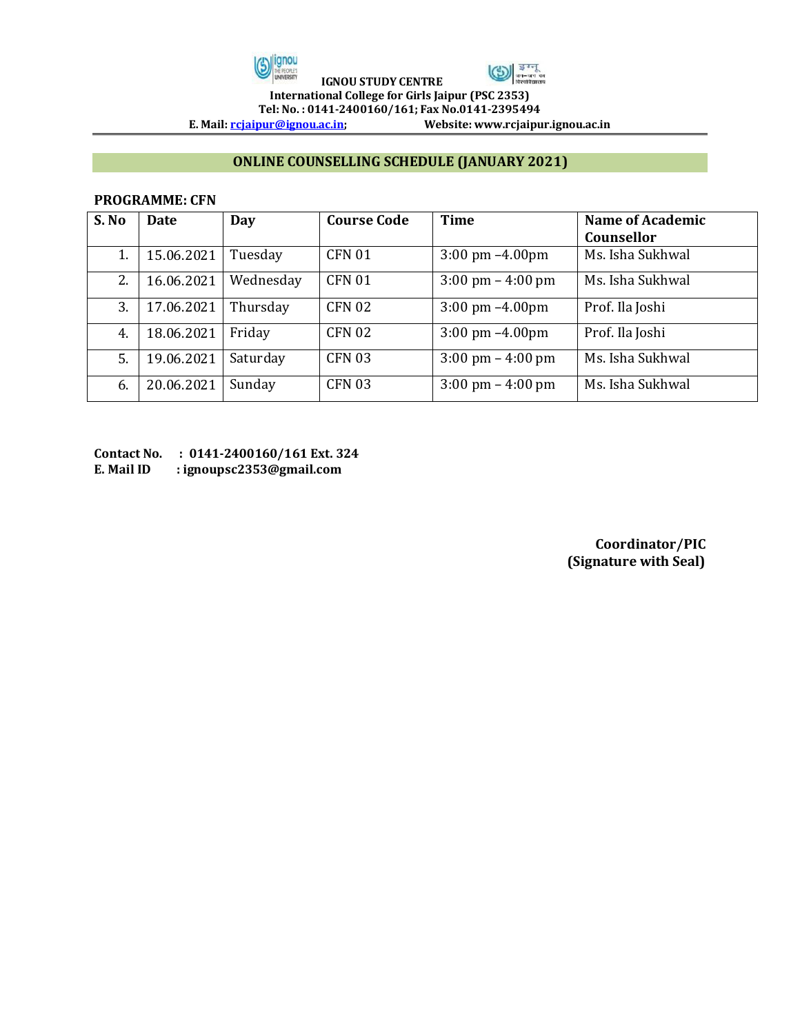**IGNOU STUDY CENTRE**
**International College for Girls Jaipur (PSC 2353)**
**Tel: No. : 0141-2400160/161; Fax No.0141-2395494**
**E. Mail: rcjaipur@ignou.ac.in; Website: www.rcjaipur.ignou.ac.in**

## ONLINE COUNSELLING SCHEDULE (JANUARY 2021)

**PROGRAMME: CFN**

| S. No | Date | Day | Course Code | Time | Name of Academic Counsellor |
|---|---|---|---|---|---|
| 1. | 15.06.2021 | Tuesday | CFN 01 | 3:00 pm –4.00pm | Ms. Isha Sukhwal |
| 2. | 16.06.2021 | Wednesday | CFN 01 | 3:00 pm – 4:00 pm | Ms. Isha Sukhwal |
| 3. | 17.06.2021 | Thursday | CFN 02 | 3:00 pm –4.00pm | Prof. Ila Joshi |
| 4. | 18.06.2021 | Friday | CFN 02 | 3:00 pm –4.00pm | Prof. Ila Joshi |
| 5. | 19.06.2021 | Saturday | CFN 03 | 3:00 pm – 4:00 pm | Ms. Isha Sukhwal |
| 6. | 20.06.2021 | Sunday | CFN 03 | 3:00 pm – 4:00 pm | Ms. Isha Sukhwal |

**Contact No. : 0141-2400160/161 Ext. 324**
**E. Mail ID : ignoupsc2353@gmail.com**

**Coordinator/PIC**
**(Signature with Seal)**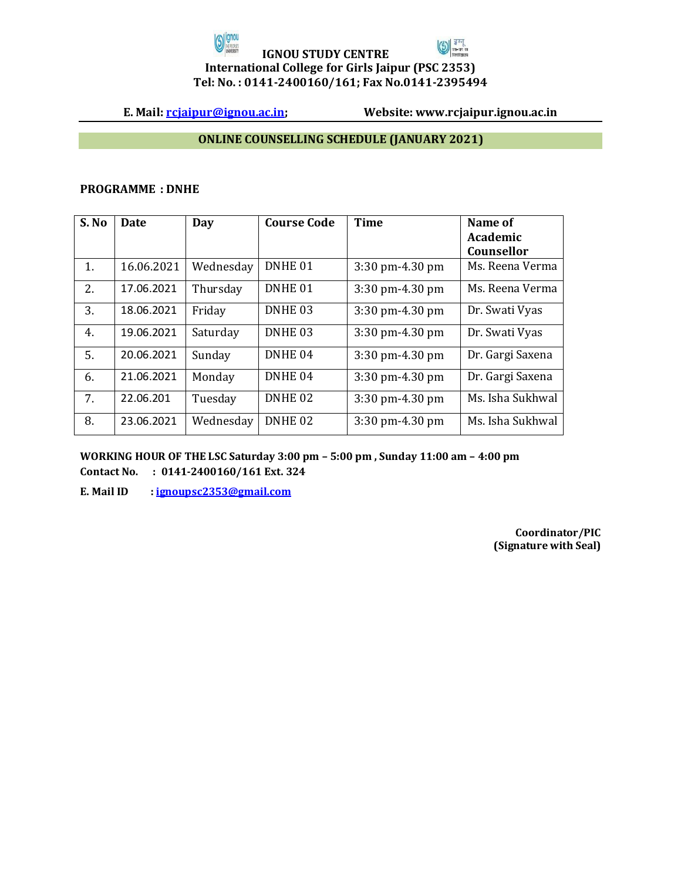**IGNOU STUDY CENTRE**
**International College for Girls Jaipur (PSC 2353)**
**Tel: No. : 0141-2400160/161; Fax No.0141-2395494**

**E. Mail: rcjaipur@ignou.ac.in;** **Website: www.rcjaipur.ignou.ac.in**

**ONLINE COUNSELLING SCHEDULE (JANUARY 2021)**

**PROGRAMME : DNHE**

| S. No | Date | Day | Course Code | Time | Name of Academic Counsellor |
|---|---|---|---|---|---|
| 1. | 16.06.2021 | Wednesday | DNHE 01 | 3:30 pm-4.30 pm | Ms. Reena Verma |
| 2. | 17.06.2021 | Thursday | DNHE 01 | 3:30 pm-4.30 pm | Ms. Reena Verma |
| 3. | 18.06.2021 | Friday | DNHE 03 | 3:30 pm-4.30 pm | Dr. Swati Vyas |
| 4. | 19.06.2021 | Saturday | DNHE 03 | 3:30 pm-4.30 pm | Dr. Swati Vyas |
| 5. | 20.06.2021 | Sunday | DNHE 04 | 3:30 pm-4.30 pm | Dr. Gargi Saxena |
| 6. | 21.06.2021 | Monday | DNHE 04 | 3:30 pm-4.30 pm | Dr. Gargi Saxena |
| 7. | 22.06.201 | Tuesday | DNHE 02 | 3:30 pm-4.30 pm | Ms. Isha Sukhwal |
| 8. | 23.06.2021 | Wednesday | DNHE 02 | 3:30 pm-4.30 pm | Ms. Isha Sukhwal |

**WORKING HOUR OF THE LSC Saturday 3:00 pm – 5:00 pm , Sunday 11:00 am – 4:00 pm**
**Contact No. : 0141-2400160/161 Ext. 324**
**E. Mail ID : ignoupsc2353@gmail.com**

**Coordinator/PIC**
**(Signature with Seal)**